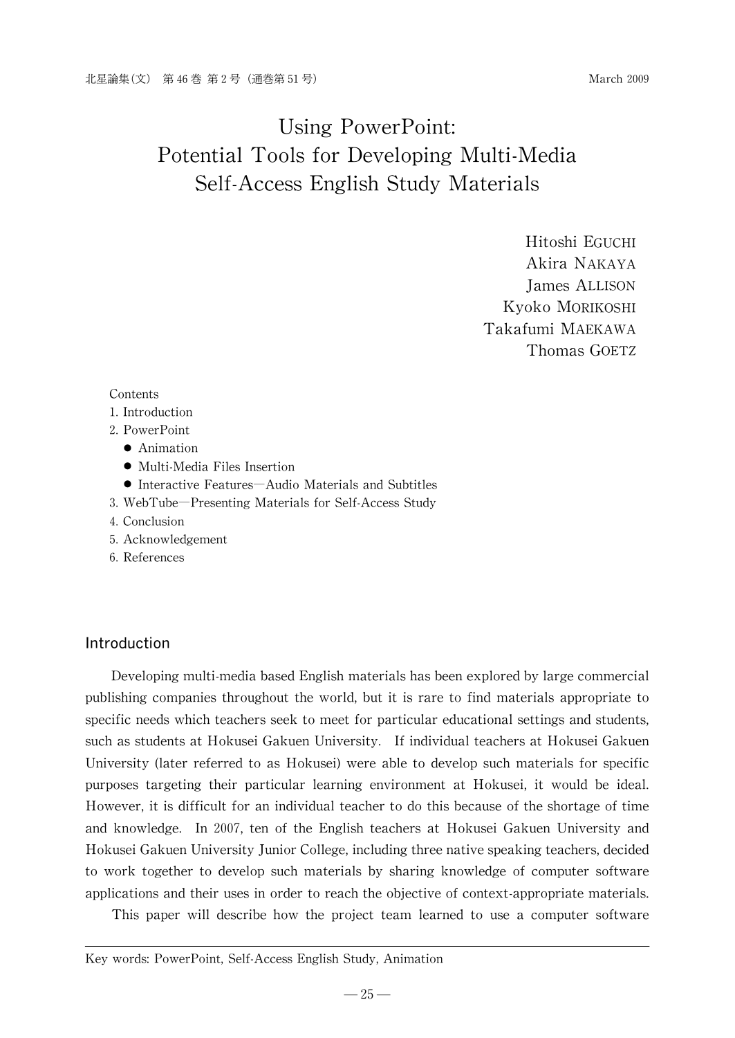# Using PowerPoint: Potential Tools for Developing Multi-Media Self-Access English Study Materials

Hitoshi EGUCHI
Akira NAKAYA
James ALLISON
Kyoko MORIKOSHI
Takafumi MAEKAWA
Thomas GOETZ

Contents

1. Introduction
2. PowerPoint
   - Animation
   - Multi-Media Files Insertion
   - Interactive Features—Audio Materials and Subtitles
3. WebTube—Presenting Materials for Self-Access Study
4. Conclusion
5. Acknowledgement
6. References

## Introduction

Developing multi-media based English materials has been explored by large commercial publishing companies throughout the world, but it is rare to find materials appropriate to specific needs which teachers seek to meet for particular educational settings and students, such as students at Hokusei Gakuen University. If individual teachers at Hokusei Gakuen University (later referred to as Hokusei) were able to develop such materials for specific purposes targeting their particular learning environment at Hokusei, it would be ideal. However, it is difficult for an individual teacher to do this because of the shortage of time and knowledge. In 2007, ten of the English teachers at Hokusei Gakuen University and Hokusei Gakuen University Junior College, including three native speaking teachers, decided to work together to develop such materials by sharing knowledge of computer software applications and their uses in order to reach the objective of context-appropriate materials.

This paper will describe how the project team learned to use a computer software

Key words: PowerPoint, Self-Access English Study, Animation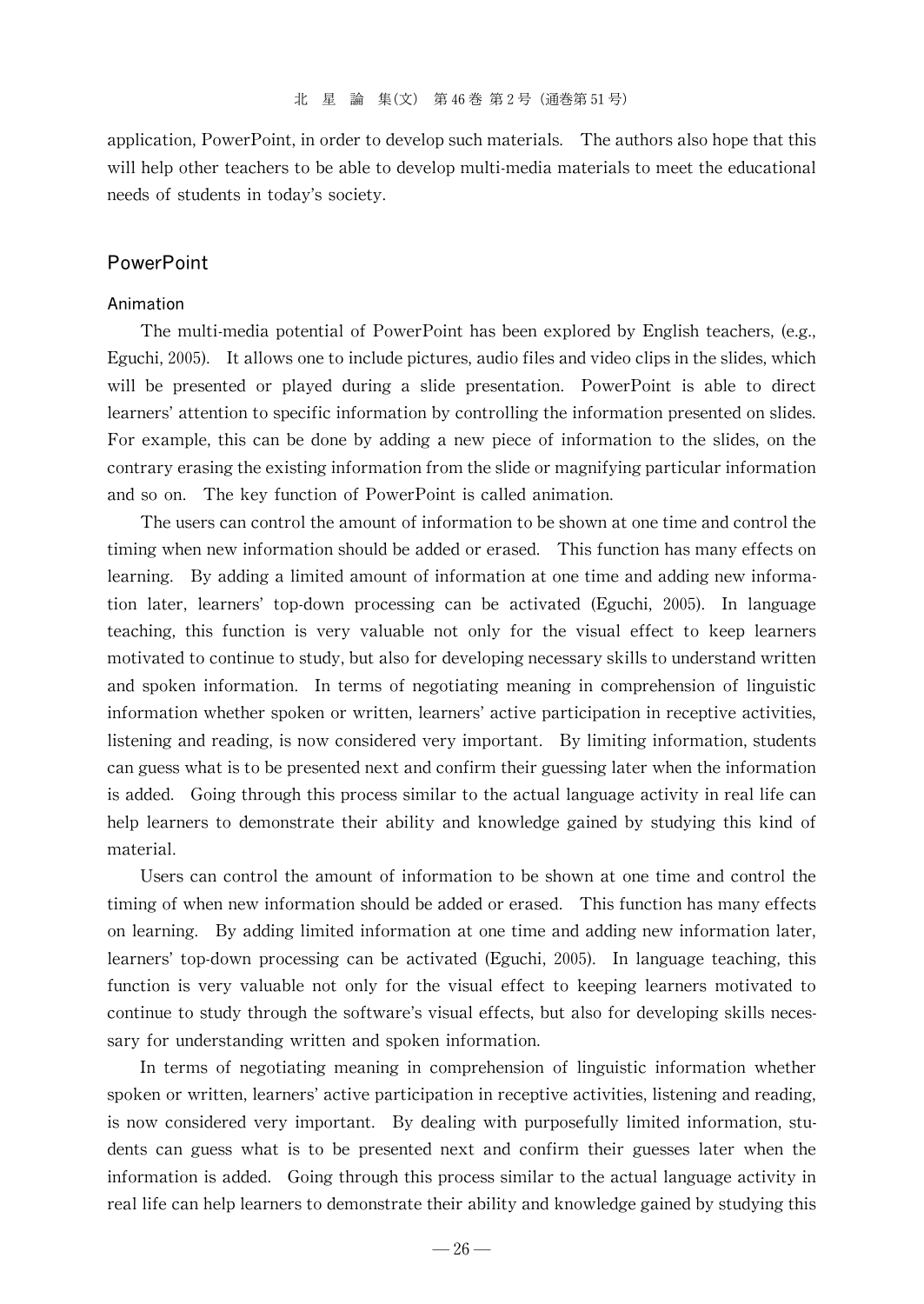application, PowerPoint, in order to develop such materials. The authors also hope that this will help other teachers to be able to develop multi-media materials to meet the educational needs of students in today's society.

## PowerPoint

### Animation

The multi-media potential of PowerPoint has been explored by English teachers, (e.g., Eguchi, 2005). It allows one to include pictures, audio files and video clips in the slides, which will be presented or played during a slide presentation. PowerPoint is able to direct learners' attention to specific information by controlling the information presented on slides. For example, this can be done by adding a new piece of information to the slides, on the contrary erasing the existing information from the slide or magnifying particular information and so on. The key function of PowerPoint is called animation.

The users can control the amount of information to be shown at one time and control the timing when new information should be added or erased. This function has many effects on learning. By adding a limited amount of information at one time and adding new information later, learners' top-down processing can be activated (Eguchi, 2005). In language teaching, this function is very valuable not only for the visual effect to keep learners motivated to continue to study, but also for developing necessary skills to understand written and spoken information. In terms of negotiating meaning in comprehension of linguistic information whether spoken or written, learners' active participation in receptive activities, listening and reading, is now considered very important. By limiting information, students can guess what is to be presented next and confirm their guessing later when the information is added. Going through this process similar to the actual language activity in real life can help learners to demonstrate their ability and knowledge gained by studying this kind of material.

Users can control the amount of information to be shown at one time and control the timing of when new information should be added or erased. This function has many effects on learning. By adding limited information at one time and adding new information later, learners' top-down processing can be activated (Eguchi, 2005). In language teaching, this function is very valuable not only for the visual effect to keeping learners motivated to continue to study through the software's visual effects, but also for developing skills necessary for understanding written and spoken information.

In terms of negotiating meaning in comprehension of linguistic information whether spoken or written, learners' active participation in receptive activities, listening and reading, is now considered very important. By dealing with purposefully limited information, students can guess what is to be presented next and confirm their guesses later when the information is added. Going through this process similar to the actual language activity in real life can help learners to demonstrate their ability and knowledge gained by studying this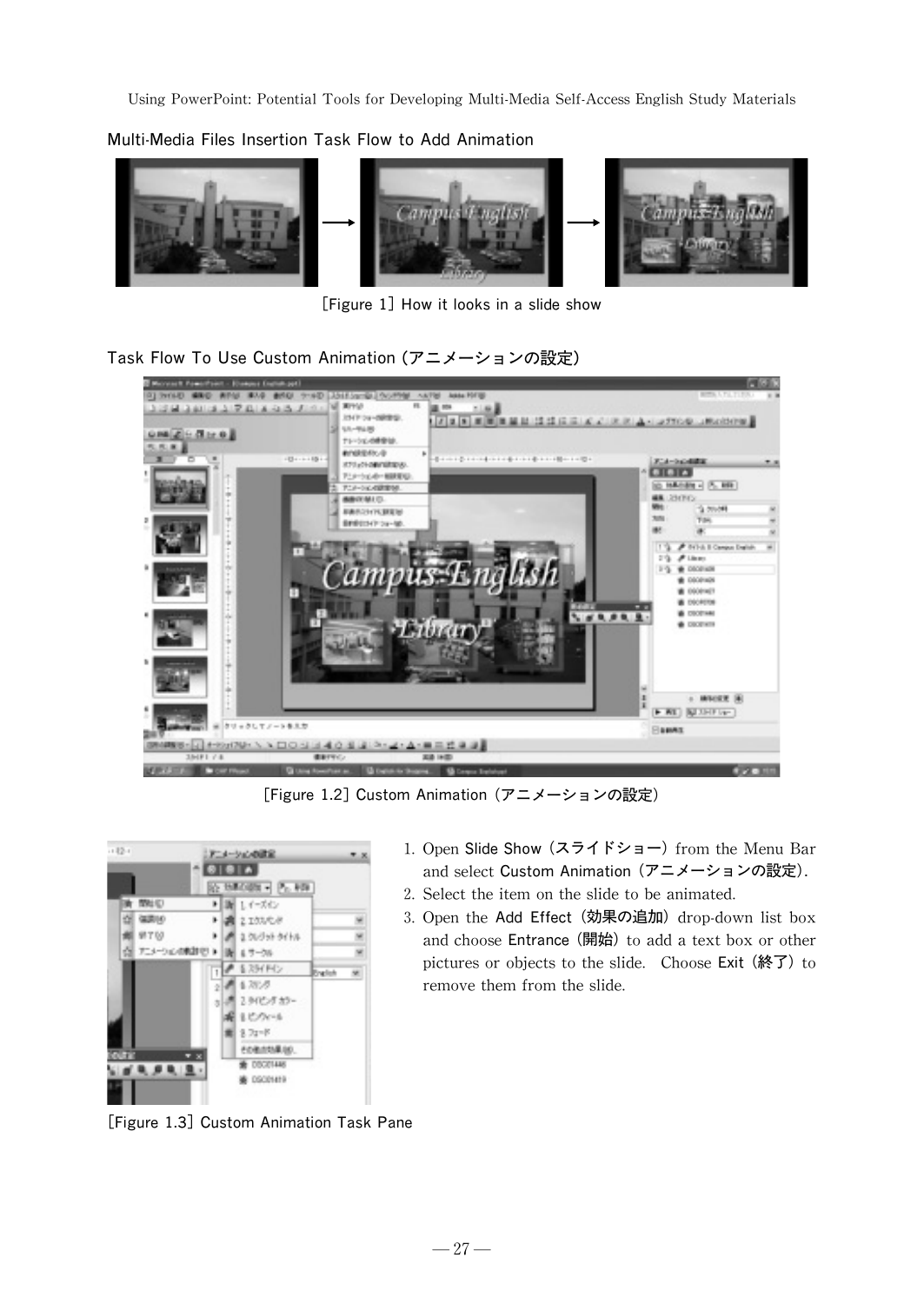Multi-Media Files Insertion Task Flow to Add Animation

[Figure 1] How it looks in a slide show

Task Flow To Use Custom Animation (アニメーションの設定)

[Figure 1.2] Custom Animation (アニメーションの設定)

[Figure 1.3] Custom Animation Task Pane

1. Open Slide Show (スライドショー) from the Menu Bar and select Custom Animation (アニメーションの設定).
2. Select the item on the slide to be animated.
3. Open the Add Effect (効果の追加) drop-down list box and choose Entrance (開始) to add a text box or other pictures or objects to the slide. Choose Exit (終了) to remove them from the slide.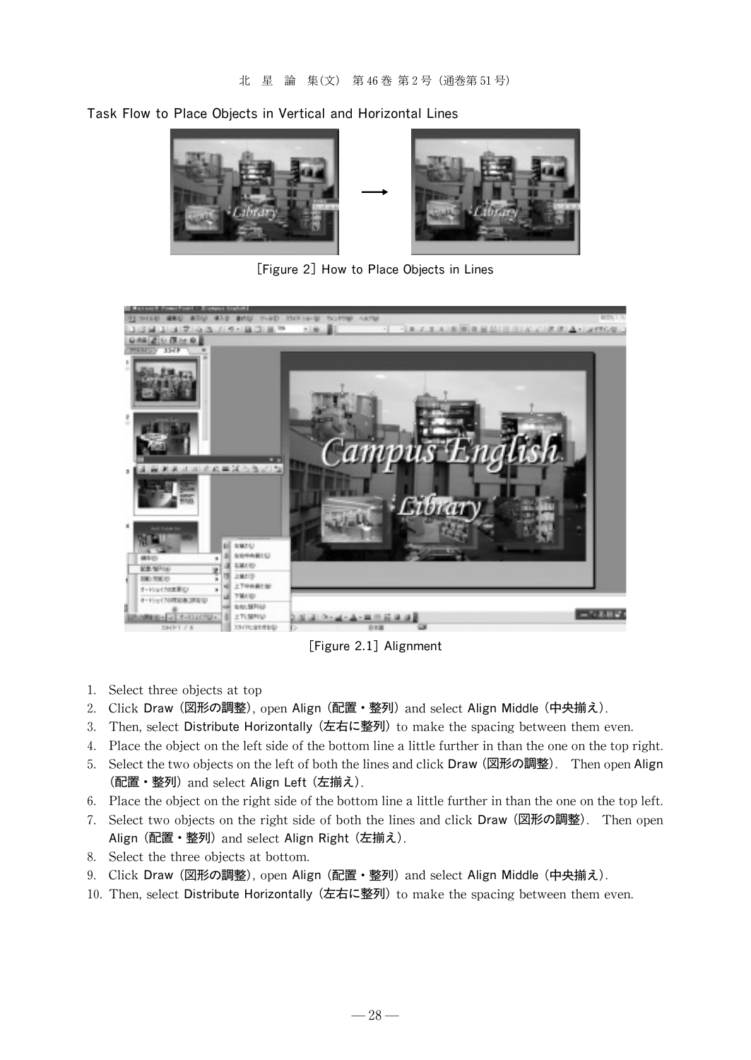Task Flow to Place Objects in Vertical and Horizontal Lines

[Figure 2] How to Place Objects in Lines

[Figure 2.1] Alignment

1. Select three objects at top
2. Click Draw (図形の調整), open Align (配置・整列) and select Align Middle (中央揃え).
3. Then, select Distribute Horizontally (左右に整列) to make the spacing between them even.
4. Place the object on the left side of the bottom line a little further in than the one on the top right.
5. Select the two objects on the left of both the lines and click Draw (図形の調整). Then open Align (配置・整列) and select Align Left (左揃え).
6. Place the object on the right side of the bottom line a little further in than the one on the top left.
7. Select two objects on the right side of both the lines and click Draw (図形の調整). Then open Align (配置・整列) and select Align Right (左揃え).
8. Select the three objects at bottom.
9. Click Draw (図形の調整), open Align (配置・整列) and select Align Middle (中央揃え).
10. Then, select Distribute Horizontally (左右に整列) to make the spacing between them even.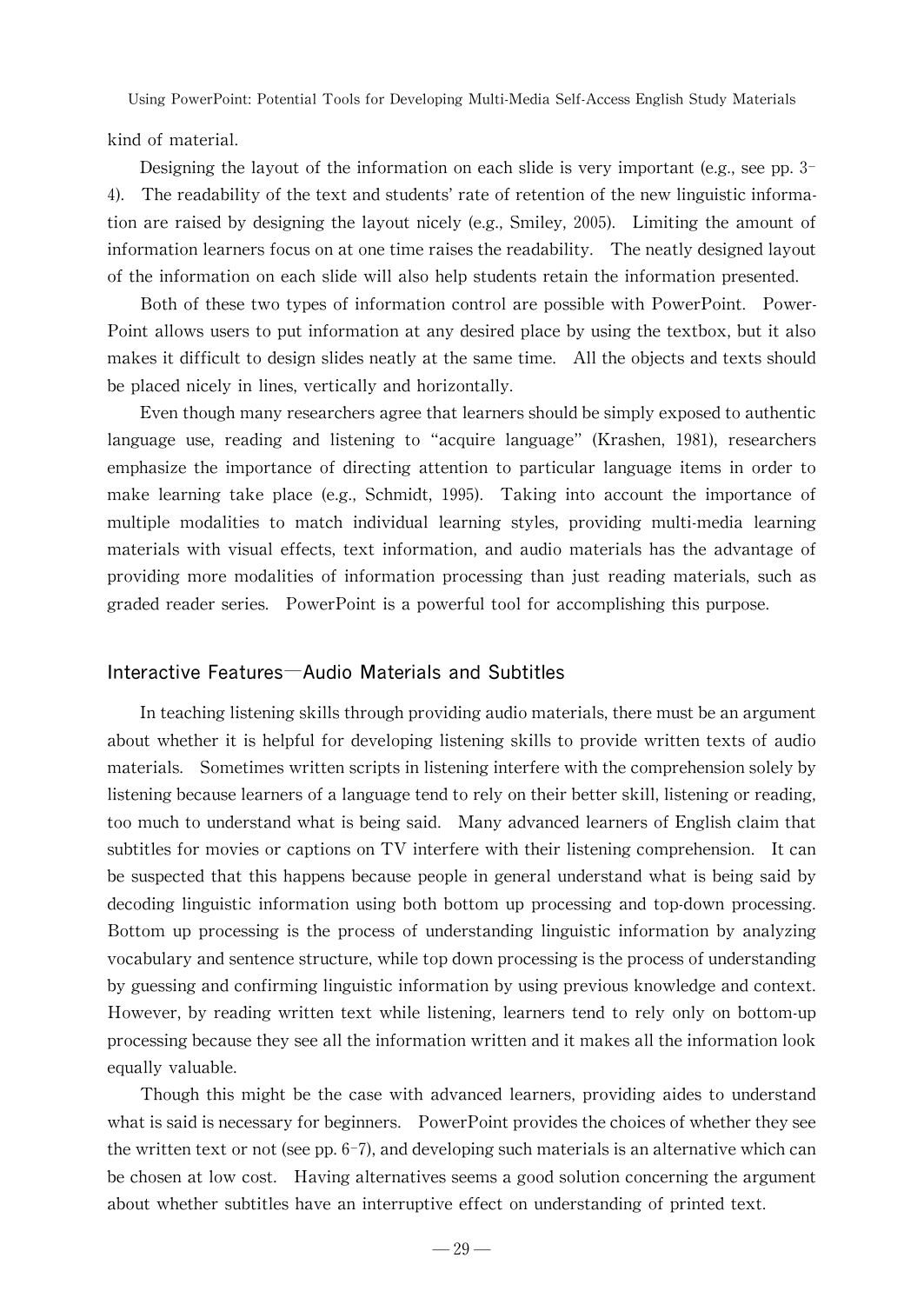kind of material.

Designing the layout of the information on each slide is very important (e.g., see pp. 3–4). The readability of the text and students' rate of retention of the new linguistic information are raised by designing the layout nicely (e.g., Smiley, 2005). Limiting the amount of information learners focus on at one time raises the readability. The neatly designed layout of the information on each slide will also help students retain the information presented.

Both of these two types of information control are possible with PowerPoint. PowerPoint allows users to put information at any desired place by using the textbox, but it also makes it difficult to design slides neatly at the same time. All the objects and texts should be placed nicely in lines, vertically and horizontally.

Even though many researchers agree that learners should be simply exposed to authentic language use, reading and listening to "acquire language" (Krashen, 1981), researchers emphasize the importance of directing attention to particular language items in order to make learning take place (e.g., Schmidt, 1995). Taking into account the importance of multiple modalities to match individual learning styles, providing multi-media learning materials with visual effects, text information, and audio materials has the advantage of providing more modalities of information processing than just reading materials, such as graded reader series. PowerPoint is a powerful tool for accomplishing this purpose.

## Interactive Features—Audio Materials and Subtitles

In teaching listening skills through providing audio materials, there must be an argument about whether it is helpful for developing listening skills to provide written texts of audio materials. Sometimes written scripts in listening interfere with the comprehension solely by listening because learners of a language tend to rely on their better skill, listening or reading, too much to understand what is being said. Many advanced learners of English claim that subtitles for movies or captions on TV interfere with their listening comprehension. It can be suspected that this happens because people in general understand what is being said by decoding linguistic information using both bottom up processing and top-down processing. Bottom up processing is the process of understanding linguistic information by analyzing vocabulary and sentence structure, while top down processing is the process of understanding by guessing and confirming linguistic information by using previous knowledge and context. However, by reading written text while listening, learners tend to rely only on bottom-up processing because they see all the information written and it makes all the information look equally valuable.

Though this might be the case with advanced learners, providing aides to understand what is said is necessary for beginners. PowerPoint provides the choices of whether they see the written text or not (see pp. 6–7), and developing such materials is an alternative which can be chosen at low cost. Having alternatives seems a good solution concerning the argument about whether subtitles have an interruptive effect on understanding of printed text.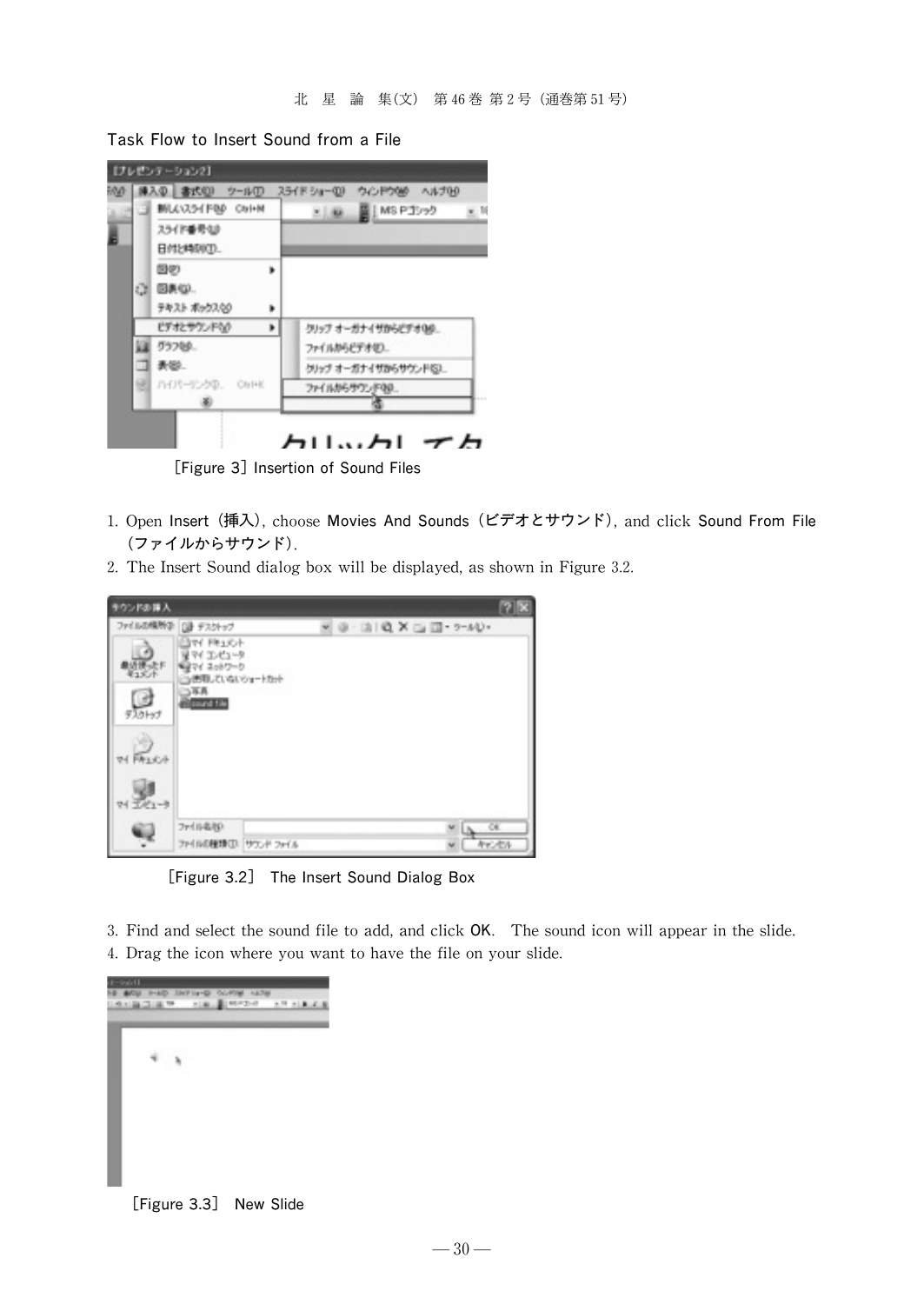Task Flow to Insert Sound from a File

[Figure 3] Insertion of Sound Files

1. Open Insert（挿入）, choose Movies And Sounds（ビデオとサウンド）, and click Sound From File（ファイルからサウンド）.
2. The Insert Sound dialog box will be displayed, as shown in Figure 3.2.

[Figure 3.2] The Insert Sound Dialog Box

3. Find and select the sound file to add, and click OK. The sound icon will appear in the slide.
4. Drag the icon where you want to have the file on your slide.

[Figure 3.3] New Slide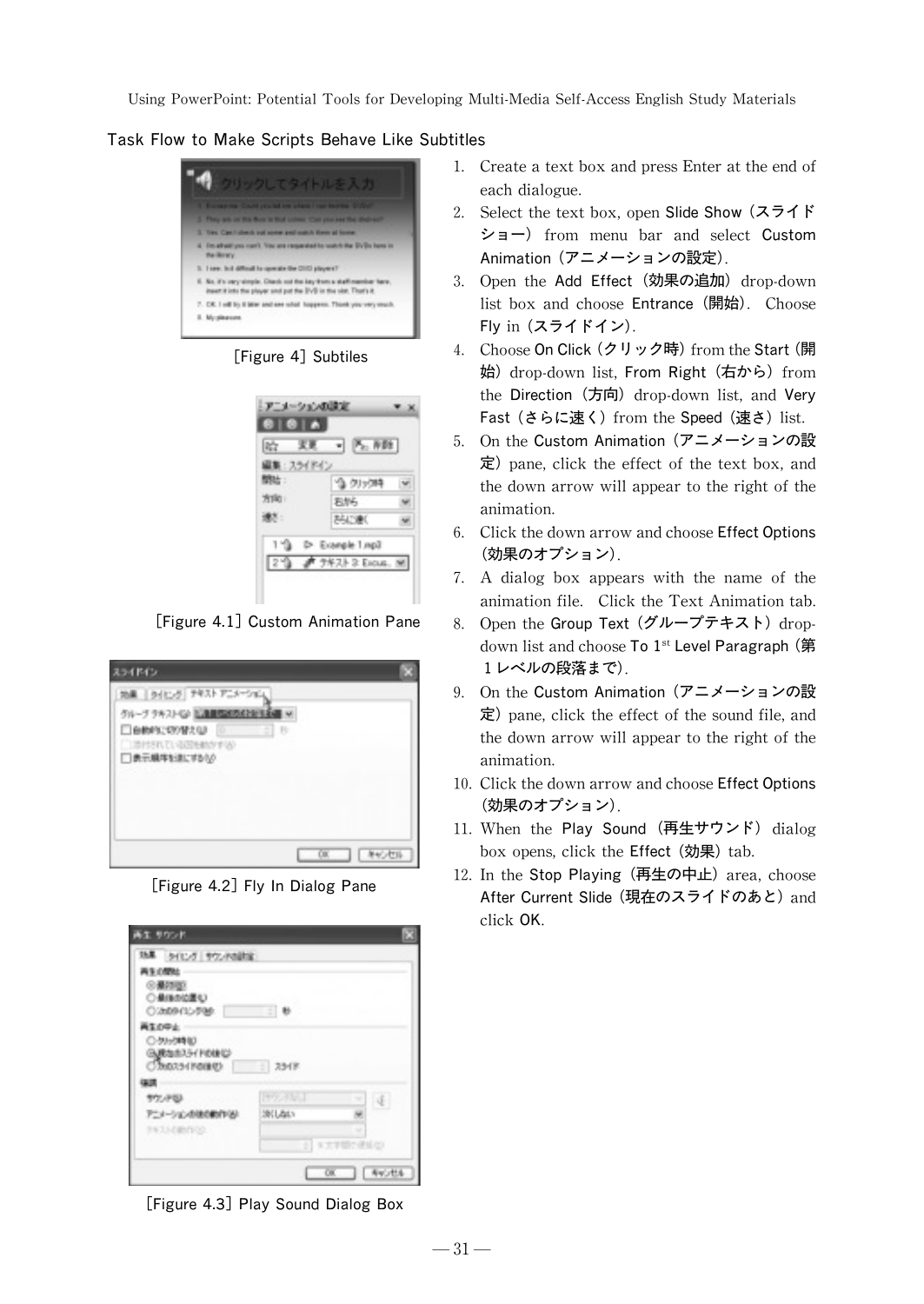### Task Flow to Make Scripts Behave Like Subtitles

[Figure 4] Subtiles

[Figure 4.1] Custom Animation Pane

[Figure 4.2] Fly In Dialog Pane

[Figure 4.3] Play Sound Dialog Box

1. Create a text box and press Enter at the end of each dialogue.
2. Select the text box, open Slide Show（スライドショー）from menu bar and select Custom Animation（アニメーションの設定）.
3. Open the Add Effect（効果の追加）drop-down list box and choose Entrance（開始）. Choose Fly in（スライドイン）.
4. Choose On Click（クリック時）from the Start（開始）drop-down list, From Right（右から）from the Direction（方向）drop-down list, and Very Fast（さらに速く）from the Speed（速さ）list.
5. On the Custom Animation（アニメーションの設定）pane, click the effect of the text box, and the down arrow will appear to the right of the animation.
6. Click the down arrow and choose Effect Options（効果のオプション）.
7. A dialog box appears with the name of the animation file. Click the Text Animation tab.
8. Open the Group Text（グループテキスト）drop-down list and choose To 1st Level Paragraph（第１レベルの段落まで）.
9. On the Custom Animation（アニメーションの設定）pane, click the effect of the sound file, and the down arrow will appear to the right of the animation.
10. Click the down arrow and choose Effect Options（効果のオプション）.
11. When the Play Sound（再生サウンド）dialog box opens, click the Effect（効果）tab.
12. In the Stop Playing（再生の中止）area, choose After Current Slide（現在のスライドのあと）and click OK.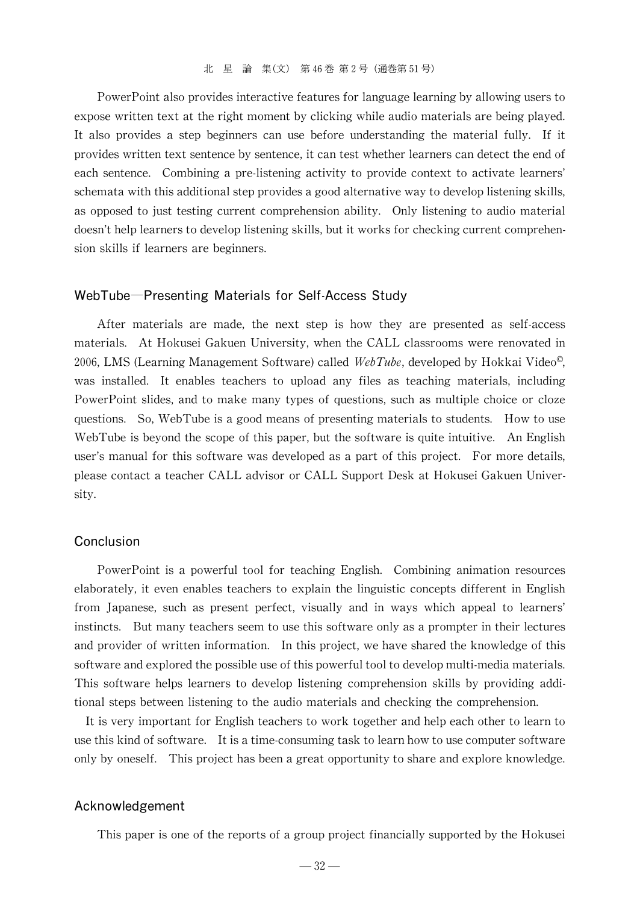PowerPoint also provides interactive features for language learning by allowing users to expose written text at the right moment by clicking while audio materials are being played. It also provides a step beginners can use before understanding the material fully. If it provides written text sentence by sentence, it can test whether learners can detect the end of each sentence. Combining a pre-listening activity to provide context to activate learners' schemata with this additional step provides a good alternative way to develop listening skills, as opposed to just testing current comprehension ability. Only listening to audio material doesn't help learners to develop listening skills, but it works for checking current comprehension skills if learners are beginners.

## WebTube—Presenting Materials for Self-Access Study

After materials are made, the next step is how they are presented as self-access materials. At Hokusei Gakuen University, when the CALL classrooms were renovated in 2006, LMS (Learning Management Software) called *WebTube*, developed by Hokkai Video©, was installed. It enables teachers to upload any files as teaching materials, including PowerPoint slides, and to make many types of questions, such as multiple choice or cloze questions. So, WebTube is a good means of presenting materials to students. How to use WebTube is beyond the scope of this paper, but the software is quite intuitive. An English user's manual for this software was developed as a part of this project. For more details, please contact a teacher CALL advisor or CALL Support Desk at Hokusei Gakuen University.

## Conclusion

PowerPoint is a powerful tool for teaching English. Combining animation resources elaborately, it even enables teachers to explain the linguistic concepts different in English from Japanese, such as present perfect, visually and in ways which appeal to learners' instincts. But many teachers seem to use this software only as a prompter in their lectures and provider of written information. In this project, we have shared the knowledge of this software and explored the possible use of this powerful tool to develop multi-media materials. This software helps learners to develop listening comprehension skills by providing additional steps between listening to the audio materials and checking the comprehension.

It is very important for English teachers to work together and help each other to learn to use this kind of software. It is a time-consuming task to learn how to use computer software only by oneself. This project has been a great opportunity to share and explore knowledge.

## Acknowledgement

This paper is one of the reports of a group project financially supported by the Hokusei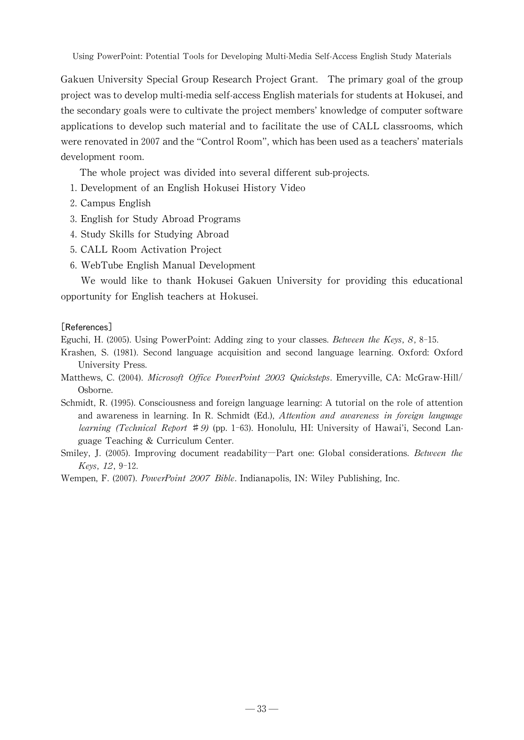Gakuen University Special Group Research Project Grant. The primary goal of the group project was to develop multi-media self-access English materials for students at Hokusei, and the secondary goals were to cultivate the project members' knowledge of computer software applications to develop such material and to facilitate the use of CALL classrooms, which were renovated in 2007 and the "Control Room", which has been used as a teachers' materials development room.

The whole project was divided into several different sub-projects.

1. Development of an English Hokusei History Video
2. Campus English
3. English for Study Abroad Programs
4. Study Skills for Studying Abroad
5. CALL Room Activation Project
6. WebTube English Manual Development

We would like to thank Hokusei Gakuen University for providing this educational opportunity for English teachers at Hokusei.

## [References]

Eguchi, H. (2005). Using PowerPoint: Adding zing to your classes. *Between the Keys*, *8*, 8-15.

Krashen, S. (1981). Second language acquisition and second language learning. Oxford: Oxford University Press.

Matthews, C. (2004). *Microsoft Office PowerPoint 2003 Quicksteps*. Emeryville, CA: McGraw-Hill/Osborne.

Schmidt, R. (1995). Consciousness and foreign language learning: A tutorial on the role of attention and awareness in learning. In R. Schmidt (Ed.), *Attention and awareness in foreign language learning (Technical Report ＃9)* (pp. 1-63). Honolulu, HI: University of Hawai'i, Second Language Teaching & Curriculum Center.

Smiley, J. (2005). Improving document readability—Part one: Global considerations. *Between the Keys*, *12*, 9-12.

Wempen, F. (2007). *PowerPoint 2007 Bible*. Indianapolis, IN: Wiley Publishing, Inc.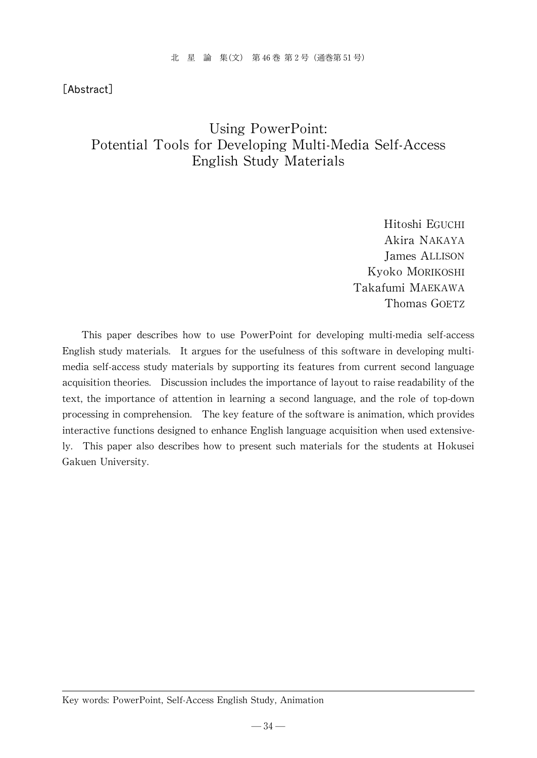[Abstract]

# Using PowerPoint: Potential Tools for Developing Multi-Media Self-Access English Study Materials

Hitoshi EGUCHI
Akira NAKAYA
James ALLISON
Kyoko MORIKOSHI
Takafumi MAEKAWA
Thomas GOETZ

This paper describes how to use PowerPoint for developing multi-media self-access English study materials. It argues for the usefulness of this software in developing multi-media self-access study materials by supporting its features from current second language acquisition theories. Discussion includes the importance of layout to raise readability of the text, the importance of attention in learning a second language, and the role of top-down processing in comprehension. The key feature of the software is animation, which provides interactive functions designed to enhance English language acquisition when used extensively. This paper also describes how to present such materials for the students at Hokusei Gakuen University.

Key words: PowerPoint, Self-Access English Study, Animation